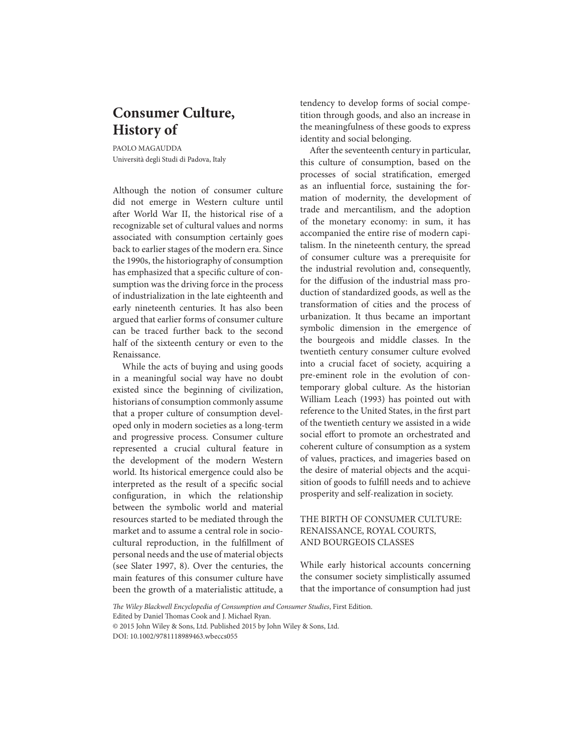# Consumer Culture, History of

PAOLO MAGAUDDA
Università degli Studi di Padova, Italy

Although the notion of consumer culture did not emerge in Western culture until after World War II, the historical rise of a recognizable set of cultural values and norms associated with consumption certainly goes back to earlier stages of the modern era. Since the 1990s, the historiography of consumption has emphasized that a specific culture of consumption was the driving force in the process of industrialization in the late eighteenth and early nineteenth centuries. It has also been argued that earlier forms of consumer culture can be traced further back to the second half of the sixteenth century or even to the Renaissance.

While the acts of buying and using goods in a meaningful social way have no doubt existed since the beginning of civilization, historians of consumption commonly assume that a proper culture of consumption developed only in modern societies as a long-term and progressive process. Consumer culture represented a crucial cultural feature in the development of the modern Western world. Its historical emergence could also be interpreted as the result of a specific social configuration, in which the relationship between the symbolic world and material resources started to be mediated through the market and to assume a central role in sociocultural reproduction, in the fulfillment of personal needs and the use of material objects (see Slater 1997, 8). Over the centuries, the main features of this consumer culture have been the growth of a materialistic attitude, a tendency to develop forms of social competition through goods, and also an increase in the meaningfulness of these goods to express identity and social belonging.

After the seventeenth century in particular, this culture of consumption, based on the processes of social stratification, emerged as an influential force, sustaining the formation of modernity, the development of trade and mercantilism, and the adoption of the monetary economy: in sum, it has accompanied the entire rise of modern capitalism. In the nineteenth century, the spread of consumer culture was a prerequisite for the industrial revolution and, consequently, for the diffusion of the industrial mass production of standardized goods, as well as the transformation of cities and the process of urbanization. It thus became an important symbolic dimension in the emergence of the bourgeois and middle classes. In the twentieth century consumer culture evolved into a crucial facet of society, acquiring a pre-eminent role in the evolution of contemporary global culture. As the historian William Leach (1993) has pointed out with reference to the United States, in the first part of the twentieth century we assisted in a wide social effort to promote an orchestrated and coherent culture of consumption as a system of values, practices, and imageries based on the desire of material objects and the acquisition of goods to fulfill needs and to achieve prosperity and self-realization in society.

## THE BIRTH OF CONSUMER CULTURE: RENAISSANCE, ROYAL COURTS, AND BOURGEOIS CLASSES

While early historical accounts concerning the consumer society simplistically assumed that the importance of consumption had just

*The Wiley Blackwell Encyclopedia of Consumption and Consumer Studies*, First Edition.
Edited by Daniel Thomas Cook and J. Michael Ryan.
© 2015 John Wiley & Sons, Ltd. Published 2015 by John Wiley & Sons, Ltd.
DOI: 10.1002/9781118989463.wbeccs055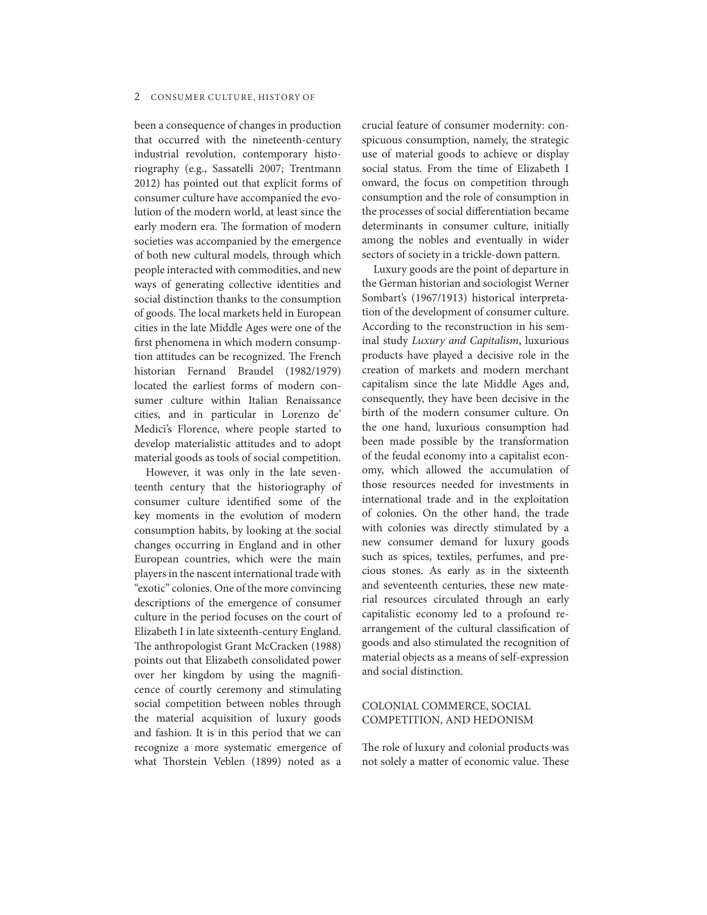been a consequence of changes in production that occurred with the nineteenth-century industrial revolution, contemporary historiography (e.g., Sassatelli 2007; Trentmann 2012) has pointed out that explicit forms of consumer culture have accompanied the evolution of the modern world, at least since the early modern era. The formation of modern societies was accompanied by the emergence of both new cultural models, through which people interacted with commodities, and new ways of generating collective identities and social distinction thanks to the consumption of goods. The local markets held in European cities in the late Middle Ages were one of the first phenomena in which modern consumption attitudes can be recognized. The French historian Fernand Braudel (1982/1979) located the earliest forms of modern consumer culture within Italian Renaissance cities, and in particular in Lorenzo de' Medici's Florence, where people started to develop materialistic attitudes and to adopt material goods as tools of social competition.

However, it was only in the late seventeenth century that the historiography of consumer culture identified some of the key moments in the evolution of modern consumption habits, by looking at the social changes occurring in England and in other European countries, which were the main players in the nascent international trade with "exotic" colonies. One of the more convincing descriptions of the emergence of consumer culture in the period focuses on the court of Elizabeth I in late sixteenth-century England. The anthropologist Grant McCracken (1988) points out that Elizabeth consolidated power over her kingdom by using the magnificence of courtly ceremony and stimulating social competition between nobles through the material acquisition of luxury goods and fashion. It is in this period that we can recognize a more systematic emergence of what Thorstein Veblen (1899) noted as a crucial feature of consumer modernity: conspicuous consumption, namely, the strategic use of material goods to achieve or display social status. From the time of Elizabeth I onward, the focus on competition through consumption and the role of consumption in the processes of social differentiation became determinants in consumer culture, initially among the nobles and eventually in wider sectors of society in a trickle-down pattern.

Luxury goods are the point of departure in the German historian and sociologist Werner Sombart's (1967/1913) historical interpretation of the development of consumer culture. According to the reconstruction in his seminal study *Luxury and Capitalism*, luxurious products have played a decisive role in the creation of markets and modern merchant capitalism since the late Middle Ages and, consequently, they have been decisive in the birth of the modern consumer culture. On the one hand, luxurious consumption had been made possible by the transformation of the feudal economy into a capitalist economy, which allowed the accumulation of those resources needed for investments in international trade and in the exploitation of colonies. On the other hand, the trade with colonies was directly stimulated by a new consumer demand for luxury goods such as spices, textiles, perfumes, and precious stones. As early as in the sixteenth and seventeenth centuries, these new material resources circulated through an early capitalistic economy led to a profound rearrangement of the cultural classification of goods and also stimulated the recognition of material objects as a means of self-expression and social distinction.

## COLONIAL COMMERCE, SOCIAL COMPETITION, AND HEDONISM

The role of luxury and colonial products was not solely a matter of economic value. These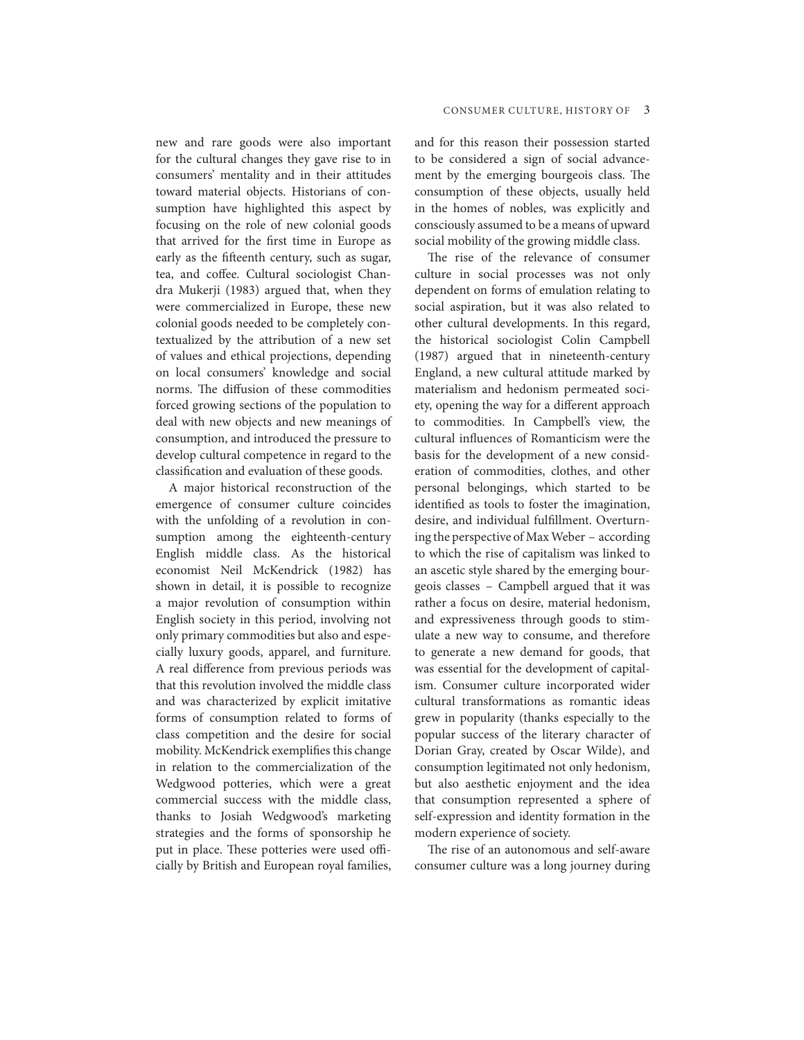new and rare goods were also important for the cultural changes they gave rise to in consumers' mentality and in their attitudes toward material objects. Historians of consumption have highlighted this aspect by focusing on the role of new colonial goods that arrived for the first time in Europe as early as the fifteenth century, such as sugar, tea, and coffee. Cultural sociologist Chandra Mukerji (1983) argued that, when they were commercialized in Europe, these new colonial goods needed to be completely contextualized by the attribution of a new set of values and ethical projections, depending on local consumers' knowledge and social norms. The diffusion of these commodities forced growing sections of the population to deal with new objects and new meanings of consumption, and introduced the pressure to develop cultural competence in regard to the classification and evaluation of these goods.

A major historical reconstruction of the emergence of consumer culture coincides with the unfolding of a revolution in consumption among the eighteenth-century English middle class. As the historical economist Neil McKendrick (1982) has shown in detail, it is possible to recognize a major revolution of consumption within English society in this period, involving not only primary commodities but also and especially luxury goods, apparel, and furniture. A real difference from previous periods was that this revolution involved the middle class and was characterized by explicit imitative forms of consumption related to forms of class competition and the desire for social mobility. McKendrick exemplifies this change in relation to the commercialization of the Wedgwood potteries, which were a great commercial success with the middle class, thanks to Josiah Wedgwood's marketing strategies and the forms of sponsorship he put in place. These potteries were used officially by British and European royal families, and for this reason their possession started to be considered a sign of social advancement by the emerging bourgeois class. The consumption of these objects, usually held in the homes of nobles, was explicitly and consciously assumed to be a means of upward social mobility of the growing middle class.

The rise of the relevance of consumer culture in social processes was not only dependent on forms of emulation relating to social aspiration, but it was also related to other cultural developments. In this regard, the historical sociologist Colin Campbell (1987) argued that in nineteenth-century England, a new cultural attitude marked by materialism and hedonism permeated society, opening the way for a different approach to commodities. In Campbell's view, the cultural influences of Romanticism were the basis for the development of a new consideration of commodities, clothes, and other personal belongings, which started to be identified as tools to foster the imagination, desire, and individual fulfillment. Overturning the perspective of Max Weber – according to which the rise of capitalism was linked to an ascetic style shared by the emerging bourgeois classes – Campbell argued that it was rather a focus on desire, material hedonism, and expressiveness through goods to stimulate a new way to consume, and therefore to generate a new demand for goods, that was essential for the development of capitalism. Consumer culture incorporated wider cultural transformations as romantic ideas grew in popularity (thanks especially to the popular success of the literary character of Dorian Gray, created by Oscar Wilde), and consumption legitimated not only hedonism, but also aesthetic enjoyment and the idea that consumption represented a sphere of self-expression and identity formation in the modern experience of society.

The rise of an autonomous and self-aware consumer culture was a long journey during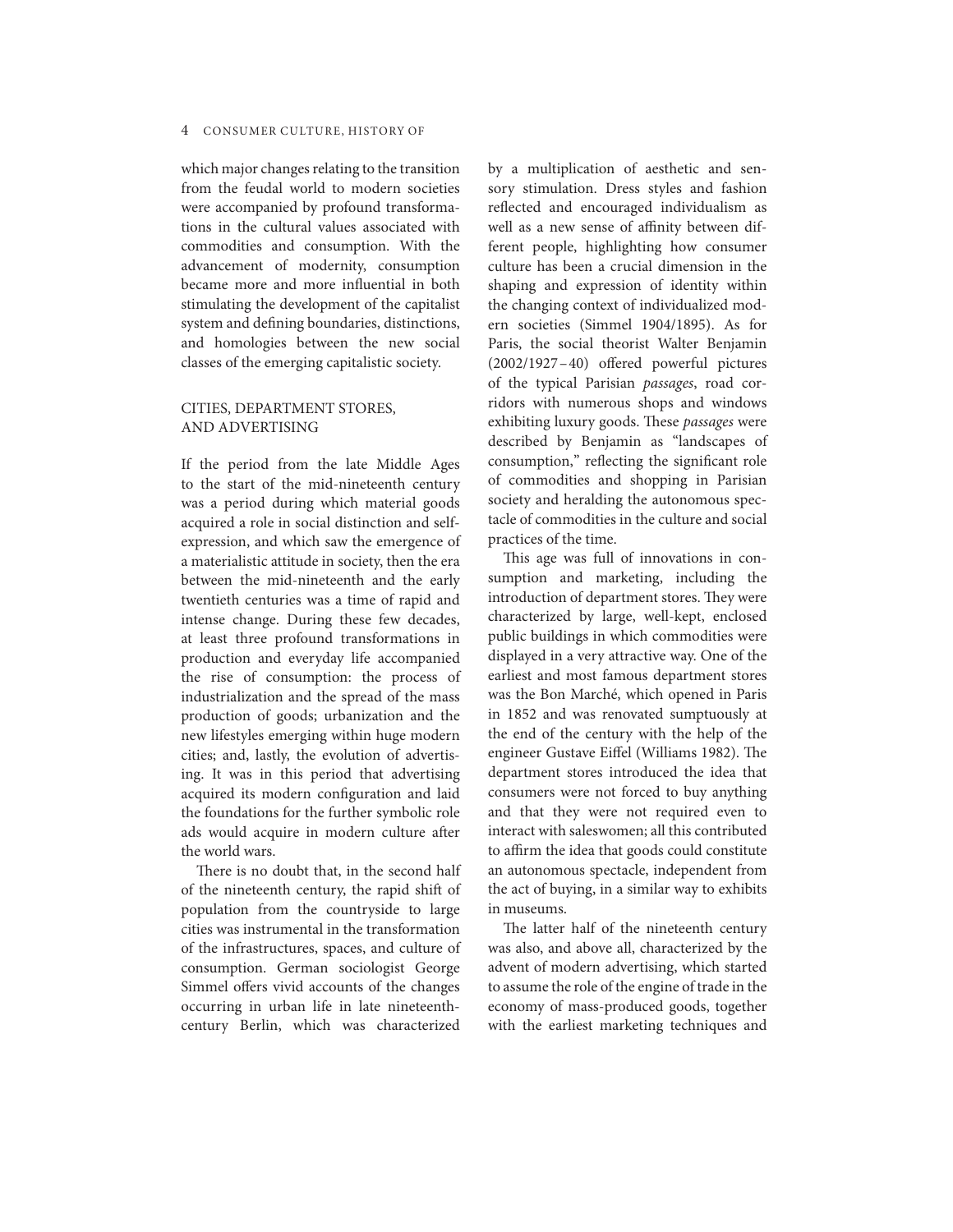which major changes relating to the transition from the feudal world to modern societies were accompanied by profound transformations in the cultural values associated with commodities and consumption. With the advancement of modernity, consumption became more and more influential in both stimulating the development of the capitalist system and defining boundaries, distinctions, and homologies between the new social classes of the emerging capitalistic society.

## CITIES, DEPARTMENT STORES, AND ADVERTISING

If the period from the late Middle Ages to the start of the mid-nineteenth century was a period during which material goods acquired a role in social distinction and self-expression, and which saw the emergence of a materialistic attitude in society, then the era between the mid-nineteenth and the early twentieth centuries was a time of rapid and intense change. During these few decades, at least three profound transformations in production and everyday life accompanied the rise of consumption: the process of industrialization and the spread of the mass production of goods; urbanization and the new lifestyles emerging within huge modern cities; and, lastly, the evolution of advertising. It was in this period that advertising acquired its modern configuration and laid the foundations for the further symbolic role ads would acquire in modern culture after the world wars.

There is no doubt that, in the second half of the nineteenth century, the rapid shift of population from the countryside to large cities was instrumental in the transformation of the infrastructures, spaces, and culture of consumption. German sociologist George Simmel offers vivid accounts of the changes occurring in urban life in late nineteenth-century Berlin, which was characterized by a multiplication of aesthetic and sensory stimulation. Dress styles and fashion reflected and encouraged individualism as well as a new sense of affinity between different people, highlighting how consumer culture has been a crucial dimension in the shaping and expression of identity within the changing context of individualized modern societies (Simmel 1904/1895). As for Paris, the social theorist Walter Benjamin (2002/1927–40) offered powerful pictures of the typical Parisian *passages*, road corridors with numerous shops and windows exhibiting luxury goods. These *passages* were described by Benjamin as "landscapes of consumption," reflecting the significant role of commodities and shopping in Parisian society and heralding the autonomous spectacle of commodities in the culture and social practices of the time.

This age was full of innovations in consumption and marketing, including the introduction of department stores. They were characterized by large, well-kept, enclosed public buildings in which commodities were displayed in a very attractive way. One of the earliest and most famous department stores was the Bon Marché, which opened in Paris in 1852 and was renovated sumptuously at the end of the century with the help of the engineer Gustave Eiffel (Williams 1982). The department stores introduced the idea that consumers were not forced to buy anything and that they were not required even to interact with saleswomen; all this contributed to affirm the idea that goods could constitute an autonomous spectacle, independent from the act of buying, in a similar way to exhibits in museums.

The latter half of the nineteenth century was also, and above all, characterized by the advent of modern advertising, which started to assume the role of the engine of trade in the economy of mass-produced goods, together with the earliest marketing techniques and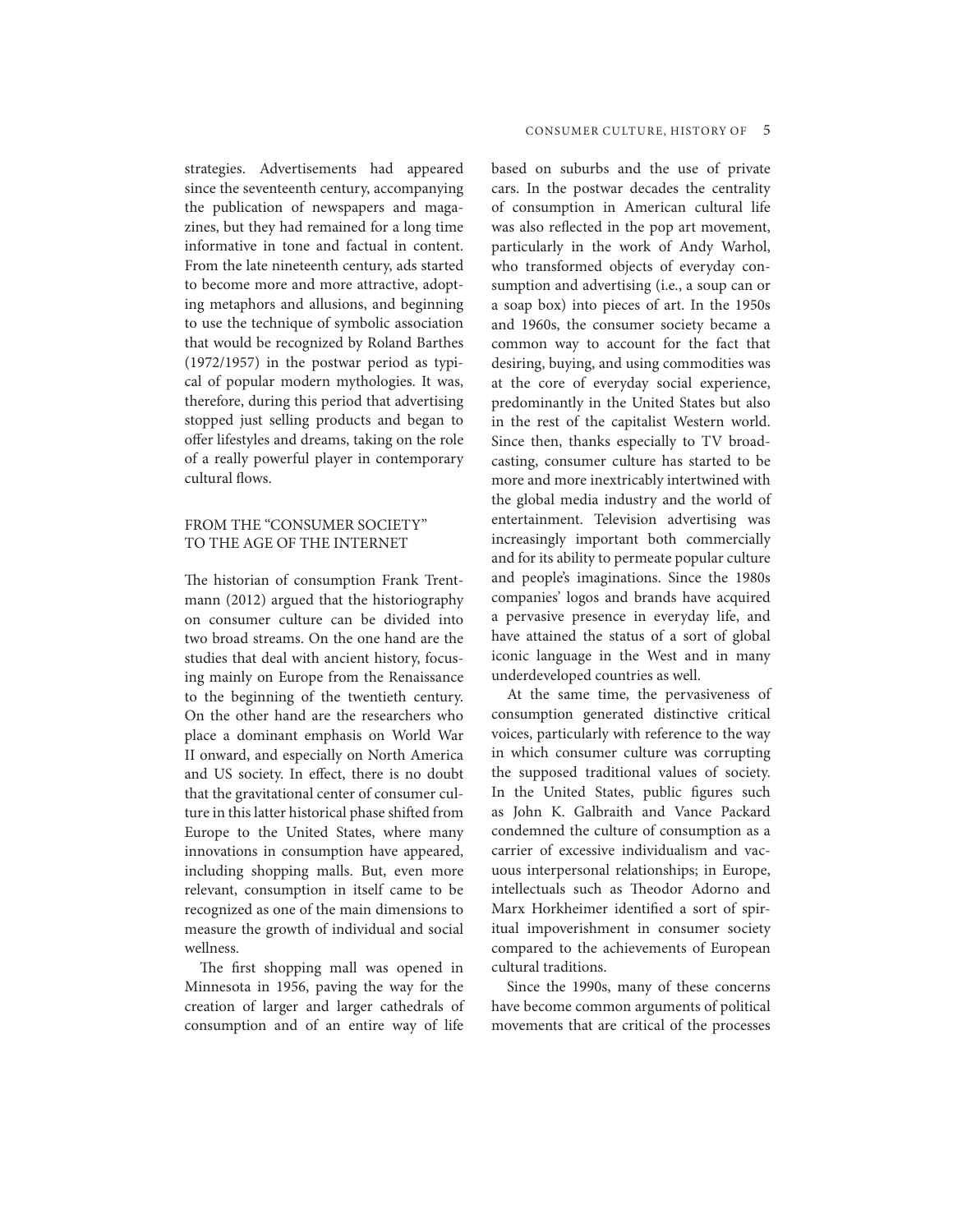strategies. Advertisements had appeared since the seventeenth century, accompanying the publication of newspapers and magazines, but they had remained for a long time informative in tone and factual in content. From the late nineteenth century, ads started to become more and more attractive, adopting metaphors and allusions, and beginning to use the technique of symbolic association that would be recognized by Roland Barthes (1972/1957) in the postwar period as typical of popular modern mythologies. It was, therefore, during this period that advertising stopped just selling products and began to offer lifestyles and dreams, taking on the role of a really powerful player in contemporary cultural flows.

## FROM THE "CONSUMER SOCIETY" TO THE AGE OF THE INTERNET

The historian of consumption Frank Trentmann (2012) argued that the historiography on consumer culture can be divided into two broad streams. On the one hand are the studies that deal with ancient history, focusing mainly on Europe from the Renaissance to the beginning of the twentieth century. On the other hand are the researchers who place a dominant emphasis on World War II onward, and especially on North America and US society. In effect, there is no doubt that the gravitational center of consumer culture in this latter historical phase shifted from Europe to the United States, where many innovations in consumption have appeared, including shopping malls. But, even more relevant, consumption in itself came to be recognized as one of the main dimensions to measure the growth of individual and social wellness.

The first shopping mall was opened in Minnesota in 1956, paving the way for the creation of larger and larger cathedrals of consumption and of an entire way of life based on suburbs and the use of private cars. In the postwar decades the centrality of consumption in American cultural life was also reflected in the pop art movement, particularly in the work of Andy Warhol, who transformed objects of everyday consumption and advertising (i.e., a soup can or a soap box) into pieces of art. In the 1950s and 1960s, the consumer society became a common way to account for the fact that desiring, buying, and using commodities was at the core of everyday social experience, predominantly in the United States but also in the rest of the capitalist Western world. Since then, thanks especially to TV broadcasting, consumer culture has started to be more and more inextricably intertwined with the global media industry and the world of entertainment. Television advertising was increasingly important both commercially and for its ability to permeate popular culture and people's imaginations. Since the 1980s companies' logos and brands have acquired a pervasive presence in everyday life, and have attained the status of a sort of global iconic language in the West and in many underdeveloped countries as well.

At the same time, the pervasiveness of consumption generated distinctive critical voices, particularly with reference to the way in which consumer culture was corrupting the supposed traditional values of society. In the United States, public figures such as John K. Galbraith and Vance Packard condemned the culture of consumption as a carrier of excessive individualism and vacuous interpersonal relationships; in Europe, intellectuals such as Theodor Adorno and Marx Horkheimer identified a sort of spiritual impoverishment in consumer society compared to the achievements of European cultural traditions.

Since the 1990s, many of these concerns have become common arguments of political movements that are critical of the processes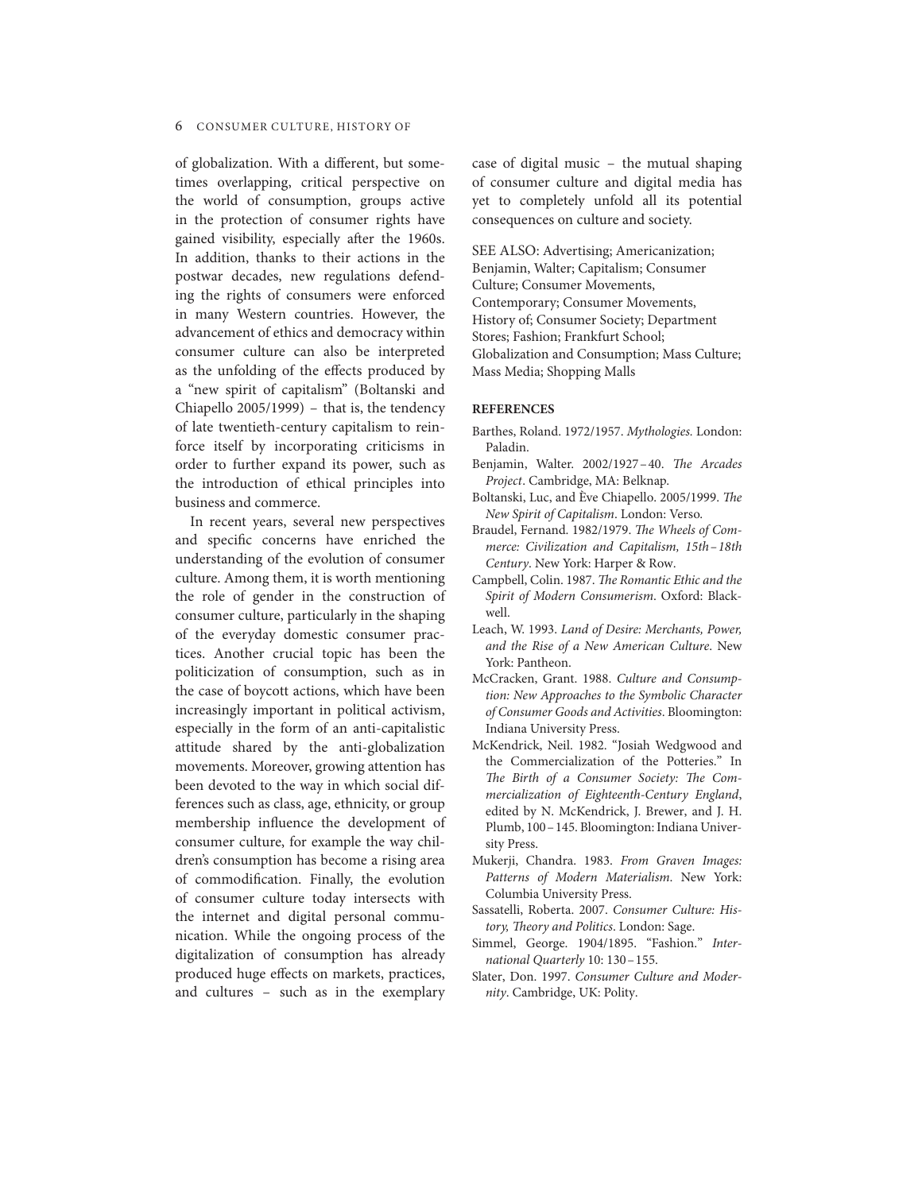of globalization. With a different, but sometimes overlapping, critical perspective on the world of consumption, groups active in the protection of consumer rights have gained visibility, especially after the 1960s. In addition, thanks to their actions in the postwar decades, new regulations defending the rights of consumers were enforced in many Western countries. However, the advancement of ethics and democracy within consumer culture can also be interpreted as the unfolding of the effects produced by a "new spirit of capitalism" (Boltanski and Chiapello 2005/1999) – that is, the tendency of late twentieth-century capitalism to reinforce itself by incorporating criticisms in order to further expand its power, such as the introduction of ethical principles into business and commerce.

In recent years, several new perspectives and specific concerns have enriched the understanding of the evolution of consumer culture. Among them, it is worth mentioning the role of gender in the construction of consumer culture, particularly in the shaping of the everyday domestic consumer practices. Another crucial topic has been the politicization of consumption, such as in the case of boycott actions, which have been increasingly important in political activism, especially in the form of an anti-capitalistic attitude shared by the anti-globalization movements. Moreover, growing attention has been devoted to the way in which social differences such as class, age, ethnicity, or group membership influence the development of consumer culture, for example the way children's consumption has become a rising area of commodification. Finally, the evolution of consumer culture today intersects with the internet and digital personal communication. While the ongoing process of the digitalization of consumption has already produced huge effects on markets, practices, and cultures – such as in the exemplary case of digital music – the mutual shaping of consumer culture and digital media has yet to completely unfold all its potential consequences on culture and society.

SEE ALSO: Advertising; Americanization; Benjamin, Walter; Capitalism; Consumer Culture; Consumer Movements, Contemporary; Consumer Movements, History of; Consumer Society; Department Stores; Fashion; Frankfurt School; Globalization and Consumption; Mass Culture; Mass Media; Shopping Malls

## REFERENCES

Barthes, Roland. 1972/1957. *Mythologies.* London: Paladin.

Benjamin, Walter. 2002/1927–40. *The Arcades Project*. Cambridge, MA: Belknap.

Boltanski, Luc, and Ève Chiapello. 2005/1999. *The New Spirit of Capitalism*. London: Verso.

Braudel, Fernand. 1982/1979. *The Wheels of Commerce: Civilization and Capitalism, 15th–18th Century*. New York: Harper & Row.

Campbell, Colin. 1987. *The Romantic Ethic and the Spirit of Modern Consumerism*. Oxford: Blackwell.

Leach, W. 1993. *Land of Desire: Merchants, Power, and the Rise of a New American Culture*. New York: Pantheon.

McCracken, Grant. 1988. *Culture and Consumption: New Approaches to the Symbolic Character of Consumer Goods and Activities*. Bloomington: Indiana University Press.

McKendrick, Neil. 1982. "Josiah Wedgwood and the Commercialization of the Potteries." In *The Birth of a Consumer Society: The Commercialization of Eighteenth-Century England*, edited by N. McKendrick, J. Brewer, and J. H. Plumb, 100–145. Bloomington: Indiana University Press.

Mukerji, Chandra. 1983. *From Graven Images: Patterns of Modern Materialism*. New York: Columbia University Press.

Sassatelli, Roberta. 2007. *Consumer Culture: History, Theory and Politics*. London: Sage.

Simmel, George. 1904/1895. "Fashion." *International Quarterly* 10: 130–155.

Slater, Don. 1997. *Consumer Culture and Modernity*. Cambridge, UK: Polity.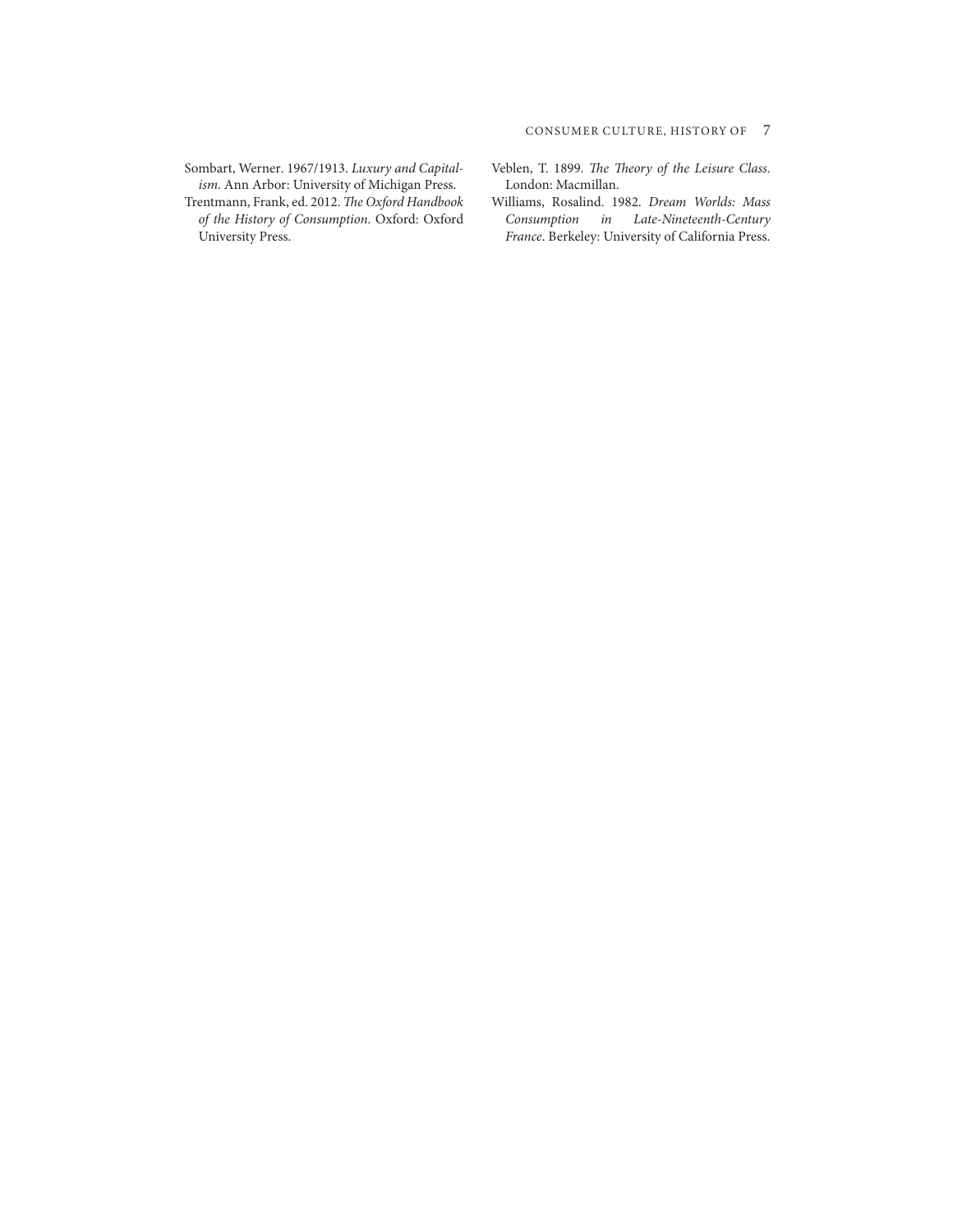Sombart, Werner. 1967/1913. *Luxury and Capitalism*. Ann Arbor: University of Michigan Press.

Trentmann, Frank, ed. 2012. *The Oxford Handbook of the History of Consumption*. Oxford: Oxford University Press.

Veblen, T. 1899. *The Theory of the Leisure Class*. London: Macmillan.

Williams, Rosalind. 1982. *Dream Worlds: Mass Consumption in Late-Nineteenth-Century France*. Berkeley: University of California Press.